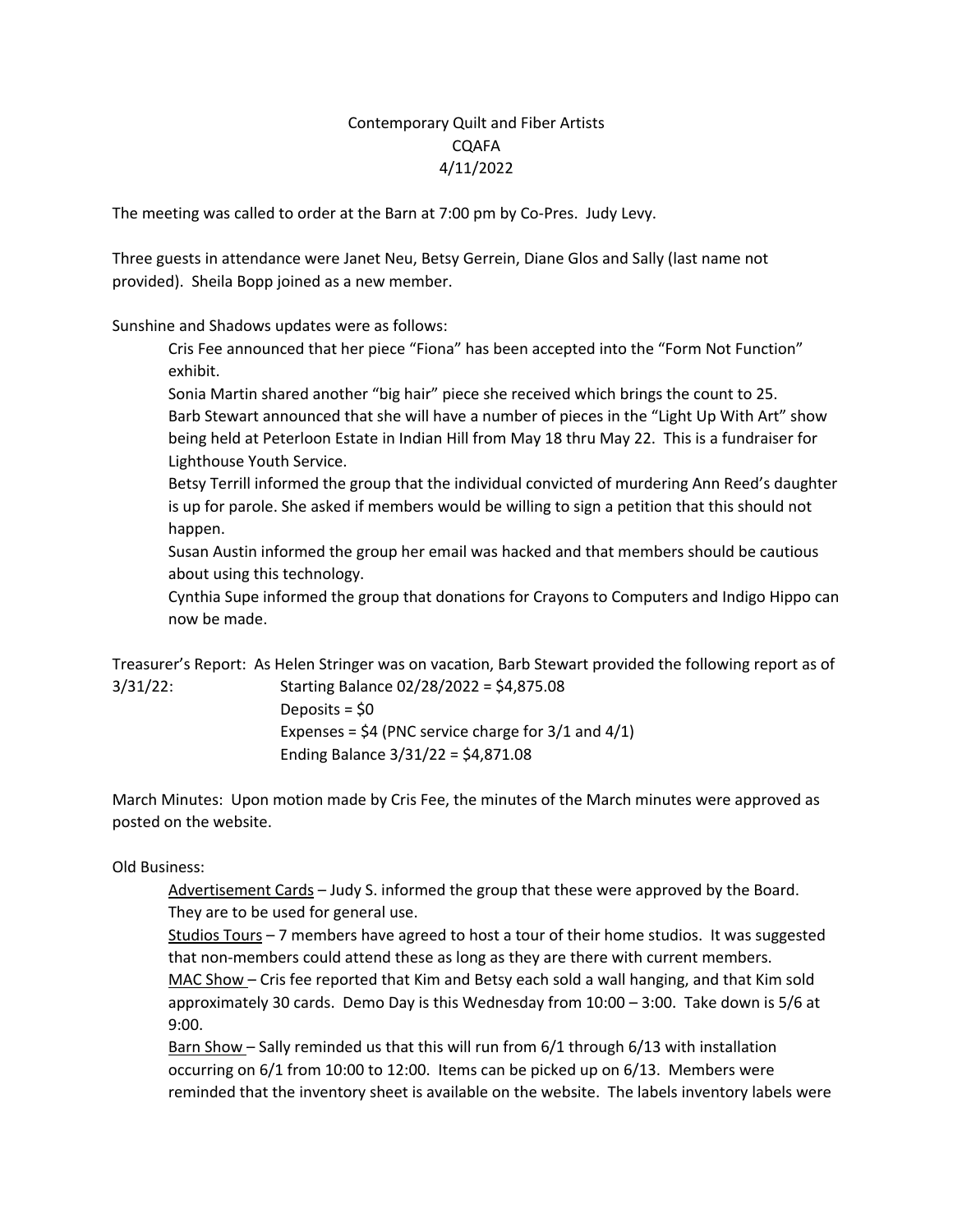Contemporary Quilt and Fiber Artists
CQAFA
4/11/2022

The meeting was called to order at the Barn at 7:00 pm by Co-Pres. Judy Levy.

Three guests in attendance were Janet Neu, Betsy Gerrein, Diane Glos and Sally (last name not provided). Sheila Bopp joined as a new member.

Sunshine and Shadows updates were as follows:

Cris Fee announced that her piece "Fiona" has been accepted into the "Form Not Function" exhibit.

Sonia Martin shared another "big hair" piece she received which brings the count to 25.

Barb Stewart announced that she will have a number of pieces in the "Light Up With Art" show being held at Peterloon Estate in Indian Hill from May 18 thru May 22. This is a fundraiser for Lighthouse Youth Service.

Betsy Terrill informed the group that the individual convicted of murdering Ann Reed's daughter is up for parole. She asked if members would be willing to sign a petition that this should not happen.

Susan Austin informed the group her email was hacked and that members should be cautious about using this technology.

Cynthia Supe informed the group that donations for Crayons to Computers and Indigo Hippo can now be made.

Treasurer's Report: As Helen Stringer was on vacation, Barb Stewart provided the following report as of 3/31/22:

Starting Balance 02/28/2022 = $4,875.08
Deposits = $0
Expenses = $4 (PNC service charge for 3/1 and 4/1)
Ending Balance 3/31/22 = $4,871.08

March Minutes: Upon motion made by Cris Fee, the minutes of the March minutes were approved as posted on the website.

Old Business:

<u>Advertisement Cards</u> – Judy S. informed the group that these were approved by the Board. They are to be used for general use.

<u>Studios Tours</u> – 7 members have agreed to host a tour of their home studios. It was suggested that non-members could attend these as long as they are there with current members.

<u>MAC Show</u> – Cris fee reported that Kim and Betsy each sold a wall hanging, and that Kim sold approximately 30 cards. Demo Day is this Wednesday from 10:00 – 3:00. Take down is 5/6 at 9:00.

<u>Barn Show</u> – Sally reminded us that this will run from 6/1 through 6/13 with installation occurring on 6/1 from 10:00 to 12:00. Items can be picked up on 6/13. Members were reminded that the inventory sheet is available on the website. The labels inventory labels were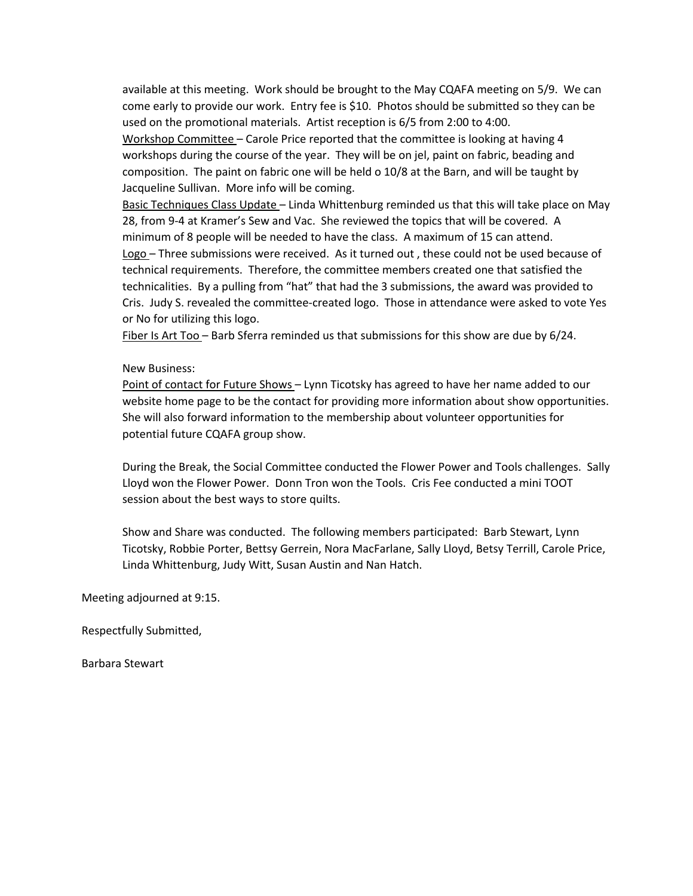available at this meeting. Work should be brought to the May CQAFA meeting on 5/9. We can come early to provide our work. Entry fee is $10. Photos should be submitted so they can be used on the promotional materials. Artist reception is 6/5 from 2:00 to 4:00.

<u>Workshop Committee</u> – Carole Price reported that the committee is looking at having 4 workshops during the course of the year. They will be on jel, paint on fabric, beading and composition. The paint on fabric one will be held o 10/8 at the Barn, and will be taught by Jacqueline Sullivan. More info will be coming.

<u>Basic Techniques Class Update</u> – Linda Whittenburg reminded us that this will take place on May 28, from 9-4 at Kramer's Sew and Vac. She reviewed the topics that will be covered. A minimum of 8 people will be needed to have the class. A maximum of 15 can attend.

<u>Logo</u> – Three submissions were received. As it turned out , these could not be used because of technical requirements. Therefore, the committee members created one that satisfied the technicalities. By a pulling from "hat" that had the 3 submissions, the award was provided to Cris. Judy S. revealed the committee-created logo. Those in attendance were asked to vote Yes or No for utilizing this logo.

<u>Fiber Is Art Too</u> – Barb Sferra reminded us that submissions for this show are due by 6/24.

New Business:

<u>Point of contact for Future Shows</u> – Lynn Ticotsky has agreed to have her name added to our website home page to be the contact for providing more information about show opportunities. She will also forward information to the membership about volunteer opportunities for potential future CQAFA group show.

During the Break, the Social Committee conducted the Flower Power and Tools challenges. Sally Lloyd won the Flower Power. Donn Tron won the Tools. Cris Fee conducted a mini TOOT session about the best ways to store quilts.

Show and Share was conducted. The following members participated: Barb Stewart, Lynn Ticotsky, Robbie Porter, Bettsy Gerrein, Nora MacFarlane, Sally Lloyd, Betsy Terrill, Carole Price, Linda Whittenburg, Judy Witt, Susan Austin and Nan Hatch.

Meeting adjourned at 9:15.

Respectfully Submitted,

Barbara Stewart